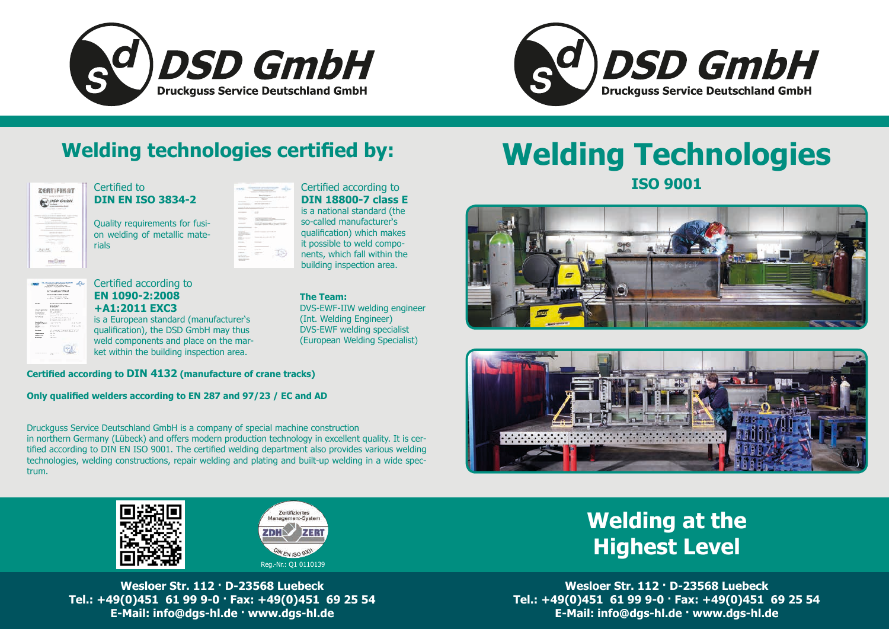# DSD GmbH

Druckguss Service Deutschland GmbH

## Welding technologies certified by:

Certified to
**DIN EN ISO 3834-2**

Quality requirements for fusion welding of metallic materials

Certified according to
**DIN 18800-7 class E**
is a national standard (the so-called manufacturer's qualification) which makes it possible to weld components, which fall within the building inspection area.

Certified according to
**EN 1090-2:2008 +A1:2011 EXC3**
is a European standard (manufacturer's qualification), the DSD GmbH may thus weld components and place on the market within the building inspection area.

**The Team:**
DVS-EWF-IIW welding engineer (Int. Welding Engineer)
DVS-EWF welding specialist (European Welding Specialist)

**Certified according to DIN 4132 (manufacture of crane tracks)**

**Only qualified welders according to EN 287 and 97/23 / EC and AD**

Druckguss Service Deutschland GmbH is a company of special machine construction in northern Germany (Lübeck) and offers modern production technology in excellent quality. It is certified according to DIN EN ISO 9001. The certified welding department also provides various welding technologies, welding constructions, repair welding and plating and built-up welding in a wide spectrum.

Zertifiziertes Management-System
ZDH ZERT
DIN EN ISO 9001
Reg.-Nr.: Q1 0110139

**Wesloer Str. 112 · D-23568 Luebeck**
**Tel.: +49(0)451 61 99 9-0 · Fax: +49(0)451 69 25 54**
**E-Mail: info@dgs-hl.de · www.dgs-hl.de**

# DSD GmbH

Druckguss Service Deutschland GmbH

# Welding Technologies

## ISO 9001

## Welding at the Highest Level

**Wesloer Str. 112 · D-23568 Luebeck**
**Tel.: +49(0)451 61 99 9-0 · Fax: +49(0)451 69 25 54**
**E-Mail: info@dgs-hl.de · www.dgs-hl.de**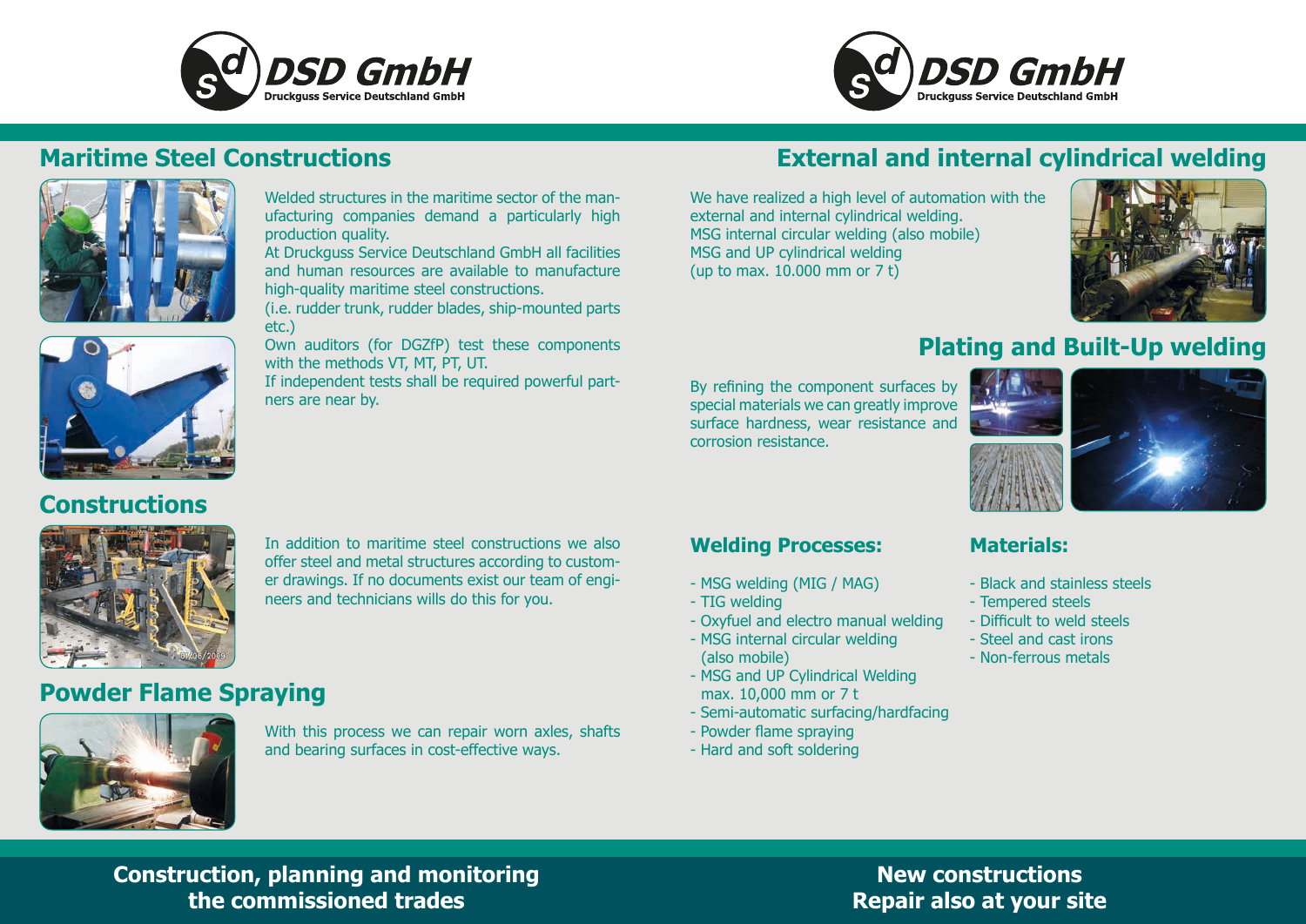**DSD GmbH**
Druckguss Service Deutschland GmbH

## Maritime Steel Constructions

Welded structures in the maritime sector of the manufacturing companies demand a particularly high production quality.
At Druckguss Service Deutschland GmbH all facilities and human resources are available to manufacture high-quality maritime steel constructions.
(i.e. rudder trunk, rudder blades, ship-mounted parts etc.)
Own auditors (for DGZfP) test these components with the methods VT, MT, PT, UT.
If independent tests shall be required powerful partners are near by.

## Constructions

In addition to maritime steel constructions we also offer steel and metal structures according to customer drawings. If no documents exist our team of engineers and technicians wills do this for you.

## Powder Flame Spraying

With this process we can repair worn axles, shafts and bearing surfaces in cost-effective ways.

**Construction, planning and monitoring the commissioned trades**

**DSD GmbH**
Druckguss Service Deutschland GmbH

## External and internal cylindrical welding

We have realized a high level of automation with the external and internal cylindrical welding.
MSG internal circular welding (also mobile)
MSG and UP cylindrical welding
(up to max. 10.000 mm or 7 t)

## Plating and Built-Up welding

By refining the component surfaces by special materials we can greatly improve surface hardness, wear resistance and corrosion resistance.

### Welding Processes:

- MSG welding (MIG / MAG)
- TIG welding
- Oxyfuel and electro manual welding
- MSG internal circular welding (also mobile)
- MSG and UP Cylindrical Welding max. 10,000 mm or 7 t
- Semi-automatic surfacing/hardfacing
- Powder flame spraying
- Hard and soft soldering

### Materials:

- Black and stainless steels
- Tempered steels
- Difficult to weld steels
- Steel and cast irons
- Non-ferrous metals

**New constructions**
**Repair also at your site**